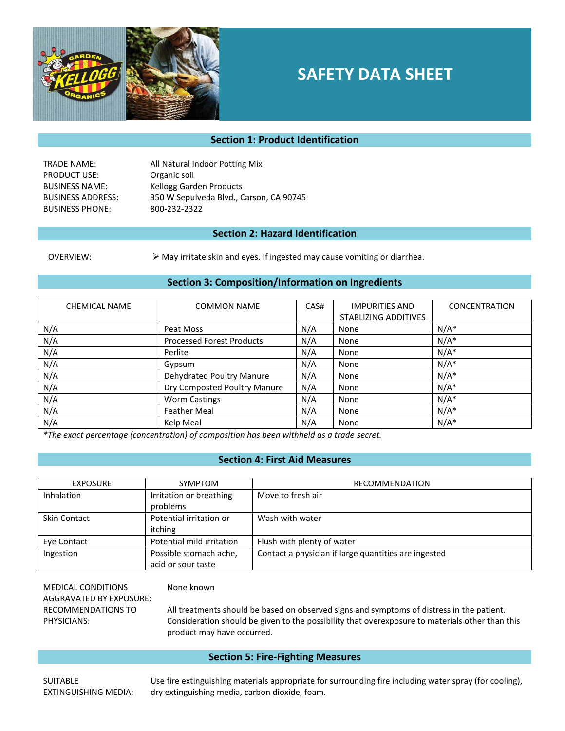# SAFETY DATA SHEET

## Section 1: Product Identification

TRADE NAME: All Natural Indoor Potting Mix
PRODUCT USE: Organic soil
BUSINESS NAME: Kellogg Garden Products
BUSINESS ADDRESS: 350 W Sepulveda Blvd., Carson, CA 90745
BUSINESS PHONE: 800-232-2322

## Section 2: Hazard Identification

OVERVIEW:

- May irritate skin and eyes. If ingested may cause vomiting or diarrhea.

## Section 3: Composition/Information on Ingredients

| CHEMICAL NAME | COMMON NAME | CAS# | IMPURITIES AND STABLIZING ADDITIVES | CONCENTRATION |
|---|---|---|---|---|
| N/A | Peat Moss | N/A | None | N/A* |
| N/A | Processed Forest Products | N/A | None | N/A* |
| N/A | Perlite | N/A | None | N/A* |
| N/A | Gypsum | N/A | None | N/A* |
| N/A | Dehydrated Poultry Manure | N/A | None | N/A* |
| N/A | Dry Composted Poultry Manure | N/A | None | N/A* |
| N/A | Worm Castings | N/A | None | N/A* |
| N/A | Feather Meal | N/A | None | N/A* |
| N/A | Kelp Meal | N/A | None | N/A* |

*\*The exact percentage (concentration) of composition has been withheld as a trade secret.*

## Section 4: First Aid Measures

| EXPOSURE | SYMPTOM | RECOMMENDATION |
|---|---|---|
| Inhalation | Irritation or breathing problems | Move to fresh air |
| Skin Contact | Potential irritation or itching | Wash with water |
| Eye Contact | Potential mild irritation | Flush with plenty of water |
| Ingestion | Possible stomach ache, acid or sour taste | Contact a physician if large quantities are ingested |

MEDICAL CONDITIONS AGGRAVATED BY EXPOSURE: None known

RECOMMENDATIONS TO PHYSICIANS: All treatments should be based on observed signs and symptoms of distress in the patient. Consideration should be given to the possibility that overexposure to materials other than this product may have occurred.

## Section 5: Fire-Fighting Measures

SUITABLE EXTINGUISHING MEDIA: Use fire extinguishing materials appropriate for surrounding fire including water spray (for cooling), dry extinguishing media, carbon dioxide, foam.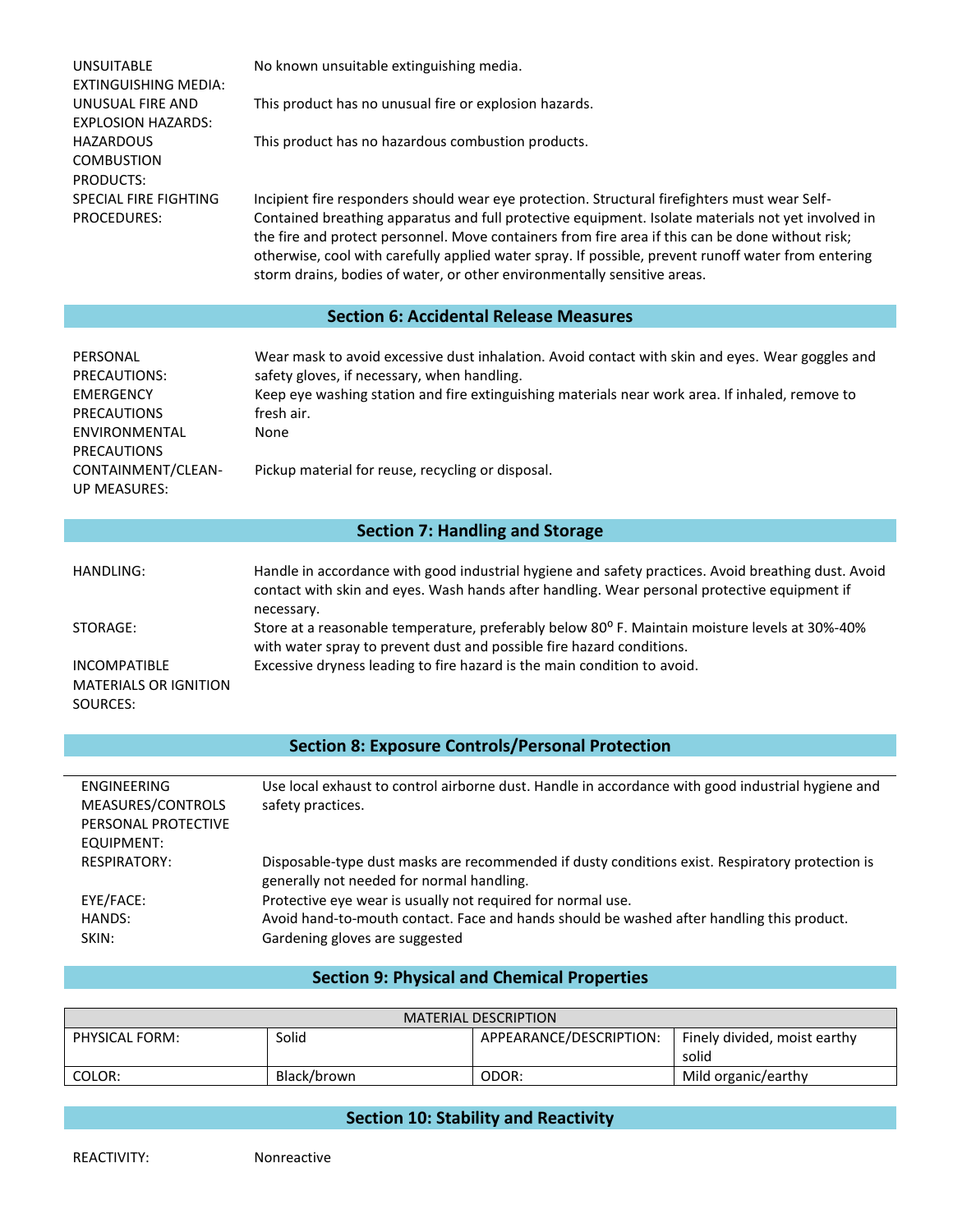| | |
|---|---|
| UNSUITABLE EXTINGUISHING MEDIA: | No known unsuitable extinguishing media. |
| UNUSUAL FIRE AND EXPLOSION HAZARDS: | This product has no unusual fire or explosion hazards. |
| HAZARDOUS COMBUSTION PRODUCTS: | This product has no hazardous combustion products. |
| SPECIAL FIRE FIGHTING PROCEDURES: | Incipient fire responders should wear eye protection. Structural firefighters must wear Self-Contained breathing apparatus and full protective equipment. Isolate materials not yet involved in the fire and protect personnel. Move containers from fire area if this can be done without risk; otherwise, cool with carefully applied water spray. If possible, prevent runoff water from entering storm drains, bodies of water, or other environmentally sensitive areas. |

## Section 6: Accidental Release Measures

| | |
|---|---|
| PERSONAL PRECAUTIONS: | Wear mask to avoid excessive dust inhalation. Avoid contact with skin and eyes. Wear goggles and safety gloves, if necessary, when handling. |
| EMERGENCY PRECAUTIONS | Keep eye washing station and fire extinguishing materials near work area. If inhaled, remove to fresh air. |
| ENVIRONMENTAL PRECAUTIONS | None |
| CONTAINMENT/CLEAN-UP MEASURES: | Pickup material for reuse, recycling or disposal. |

## Section 7: Handling and Storage

| | |
|---|---|
| HANDLING: | Handle in accordance with good industrial hygiene and safety practices. Avoid breathing dust. Avoid contact with skin and eyes. Wash hands after handling. Wear personal protective equipment if necessary. |
| STORAGE: | Store at a reasonable temperature, preferably below 80$^0$ F. Maintain moisture levels at 30%-40% with water spray to prevent dust and possible fire hazard conditions. |
| INCOMPATIBLE MATERIALS OR IGNITION SOURCES: | Excessive dryness leading to fire hazard is the main condition to avoid. |

## Section 8: Exposure Controls/Personal Protection

| | |
|---|---|
| ENGINEERING MEASURES/CONTROLS | Use local exhaust to control airborne dust. Handle in accordance with good industrial hygiene and safety practices. |
| PERSONAL PROTECTIVE EQUIPMENT: | |
| RESPIRATORY: | Disposable-type dust masks are recommended if dusty conditions exist. Respiratory protection is generally not needed for normal handling. |
| EYE/FACE: | Protective eye wear is usually not required for normal use. |
| HANDS: | Avoid hand-to-mouth contact. Face and hands should be washed after handling this product. |
| SKIN: | Gardening gloves are suggested |

## Section 9: Physical and Chemical Properties

| MATERIAL DESCRIPTION | | | |
|---|---|---|---|
| PHYSICAL FORM: | Solid | APPEARANCE/DESCRIPTION: | Finely divided, moist earthy solid |
| COLOR: | Black/brown | ODOR: | Mild organic/earthy |

## Section 10: Stability and Reactivity

| | |
|---|---|
| REACTIVITY: | Nonreactive |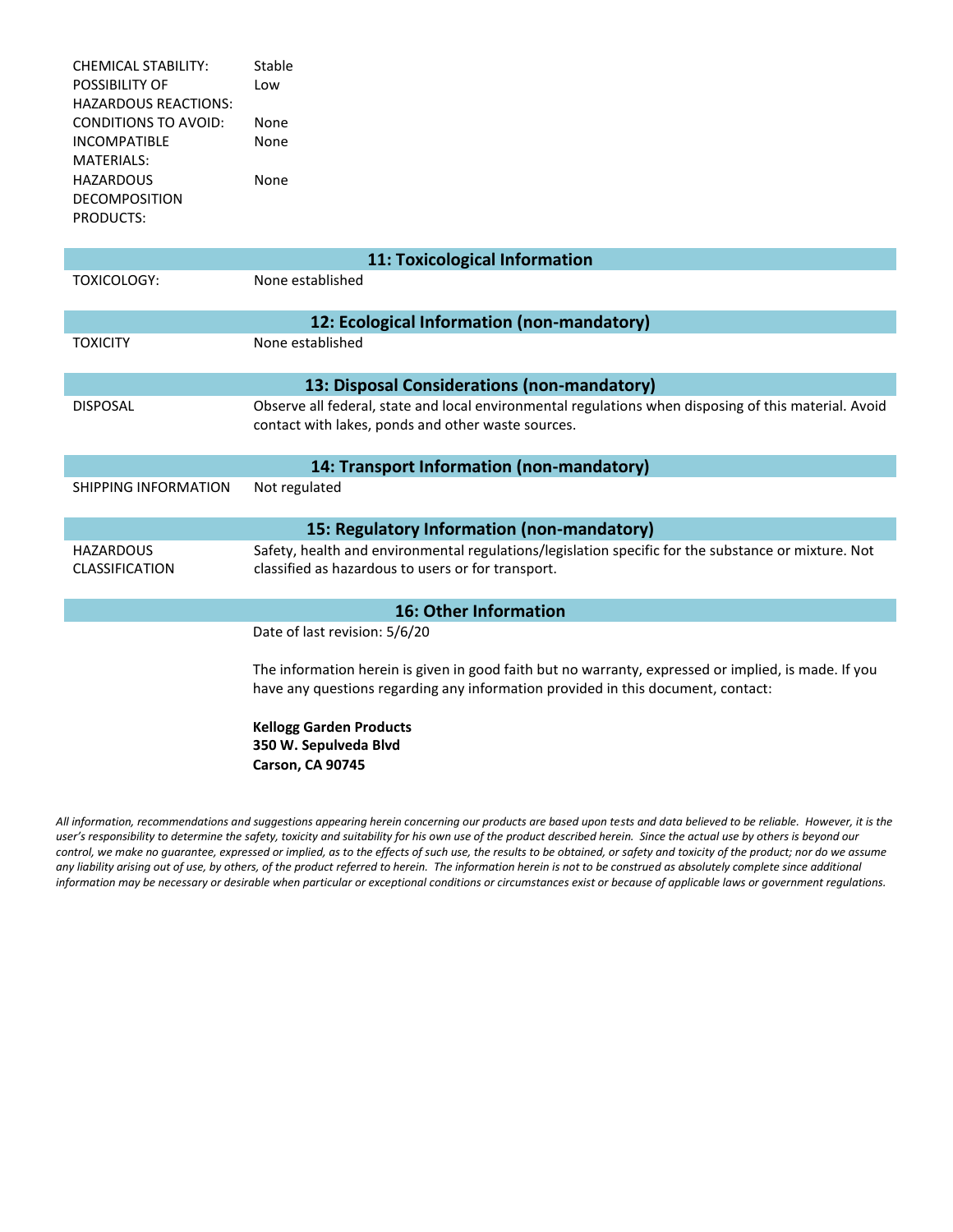| | |
|---|---|
| CHEMICAL STABILITY: | Stable |
| POSSIBILITY OF HAZARDOUS REACTIONS: | Low |
| CONDITIONS TO AVOID: | None |
| INCOMPATIBLE MATERIALS: | None |
| HAZARDOUS DECOMPOSITION PRODUCTS: | None |

## 11: Toxicological Information

| | |
|---|---|
| TOXICOLOGY: | None established |

## 12: Ecological Information (non-mandatory)

| | |
|---|---|
| TOXICITY | None established |

## 13: Disposal Considerations (non-mandatory)

| | |
|---|---|
| DISPOSAL | Observe all federal, state and local environmental regulations when disposing of this material. Avoid contact with lakes, ponds and other waste sources. |

## 14: Transport Information (non-mandatory)

| | |
|---|---|
| SHIPPING INFORMATION | Not regulated |

## 15: Regulatory Information (non-mandatory)

| | |
|---|---|
| HAZARDOUS CLASSIFICATION | Safety, health and environmental regulations/legislation specific for the substance or mixture. Not classified as hazardous to users or for transport. |

## 16: Other Information

Date of last revision: 5/6/20

The information herein is given in good faith but no warranty, expressed or implied, is made. If you have any questions regarding any information provided in this document, contact:

**Kellogg Garden Products**
**350 W. Sepulveda Blvd**
**Carson, CA 90745**

*All information, recommendations and suggestions appearing herein concerning our products are based upon tests and data believed to be reliable. However, it is the user's responsibility to determine the safety, toxicity and suitability for his own use of the product described herein. Since the actual use by others is beyond our control, we make no guarantee, expressed or implied, as to the effects of such use, the results to be obtained, or safety and toxicity of the product; nor do we assume any liability arising out of use, by others, of the product referred to herein. The information herein is not to be construed as absolutely complete since additional information may be necessary or desirable when particular or exceptional conditions or circumstances exist or because of applicable laws or government regulations.*